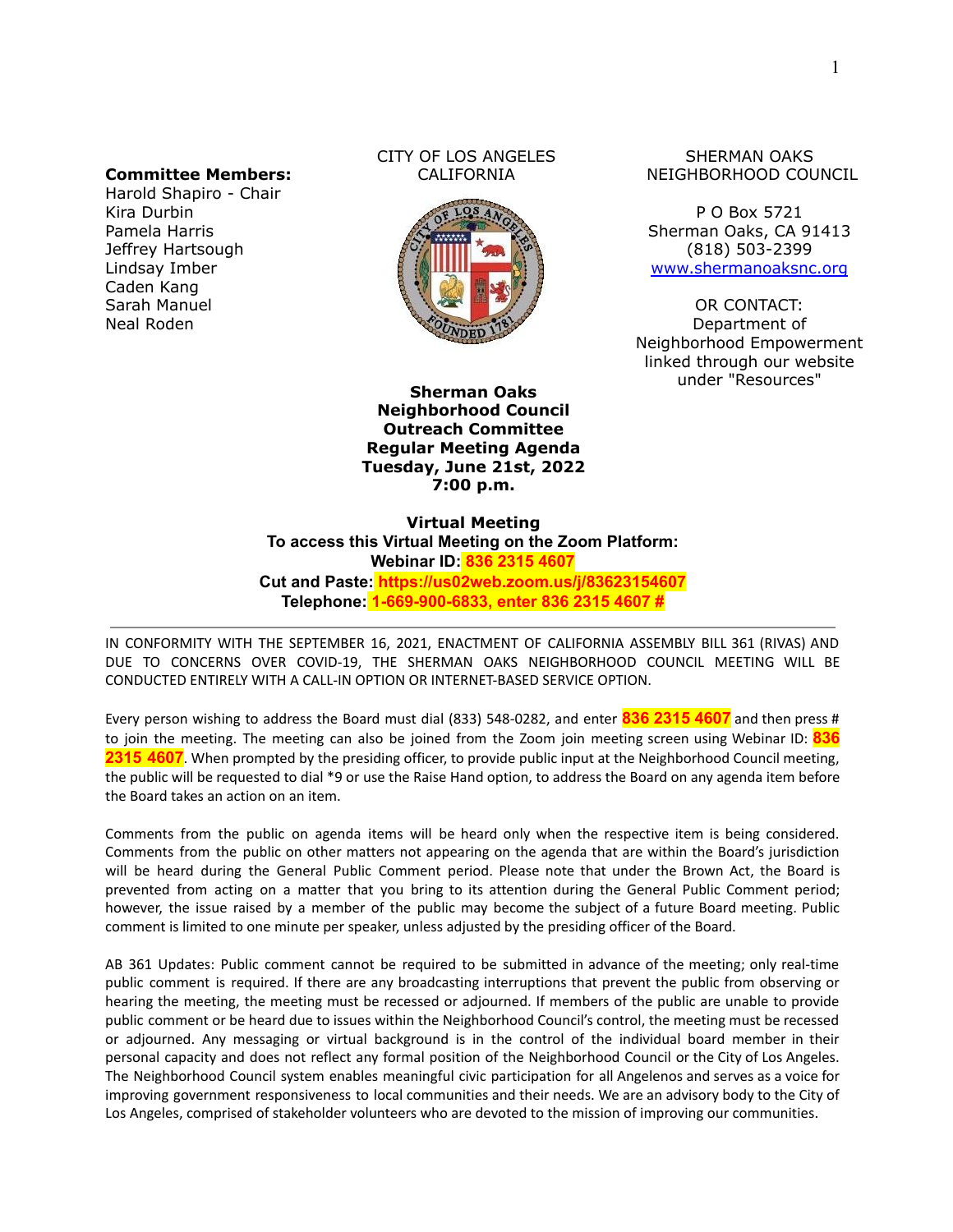**Committee Members:**
Harold Shapiro - Chair
Kira Durbin
Pamela Harris
Jeffrey Hartsough
Lindsay Imber
Caden Kang
Sarah Manuel
Neal Roden

CITY OF LOS ANGELES
CALIFORNIA

SHERMAN OAKS
NEIGHBORHOOD COUNCIL

P O Box 5721
Sherman Oaks, CA 91413
(818) 503-2399
[www.shermanoaksnc.org](http://www.shermanoaksnc.org)

OR CONTACT:
Department of
Neighborhood Empowerment
linked through our website
under "Resources"

**Sherman Oaks
Neighborhood Council
Outreach Committee
Regular Meeting Agenda
Tuesday, June 21st, 2022
7:00 p.m.**

**Virtual Meeting
To access this Virtual Meeting on the Zoom Platform:
Webinar ID: 836 2315 4607
Cut and Paste: https://us02web.zoom.us/j/83623154607
Telephone: 1-669-900-6833, enter 836 2315 4607 #**

---

IN CONFORMITY WITH THE SEPTEMBER 16, 2021, ENACTMENT OF CALIFORNIA ASSEMBLY BILL 361 (RIVAS) AND DUE TO CONCERNS OVER COVID-19, THE SHERMAN OAKS NEIGHBORHOOD COUNCIL MEETING WILL BE CONDUCTED ENTIRELY WITH A CALL-IN OPTION OR INTERNET-BASED SERVICE OPTION.

Every person wishing to address the Board must dial (833) 548-0282, and enter **836 2315 4607** and then press # to join the meeting. The meeting can also be joined from the Zoom join meeting screen using Webinar ID: **836 2315 4607**. When prompted by the presiding officer, to provide public input at the Neighborhood Council meeting, the public will be requested to dial *9 or use the Raise Hand option, to address the Board on any agenda item before the Board takes an action on an item.

Comments from the public on agenda items will be heard only when the respective item is being considered. Comments from the public on other matters not appearing on the agenda that are within the Board's jurisdiction will be heard during the General Public Comment period. Please note that under the Brown Act, the Board is prevented from acting on a matter that you bring to its attention during the General Public Comment period; however, the issue raised by a member of the public may become the subject of a future Board meeting. Public comment is limited to one minute per speaker, unless adjusted by the presiding officer of the Board.

AB 361 Updates: Public comment cannot be required to be submitted in advance of the meeting; only real-time public comment is required. If there are any broadcasting interruptions that prevent the public from observing or hearing the meeting, the meeting must be recessed or adjourned. If members of the public are unable to provide public comment or be heard due to issues within the Neighborhood Council's control, the meeting must be recessed or adjourned. Any messaging or virtual background is in the control of the individual board member in their personal capacity and does not reflect any formal position of the Neighborhood Council or the City of Los Angeles. The Neighborhood Council system enables meaningful civic participation for all Angelenos and serves as a voice for improving government responsiveness to local communities and their needs. We are an advisory body to the City of Los Angeles, comprised of stakeholder volunteers who are devoted to the mission of improving our communities.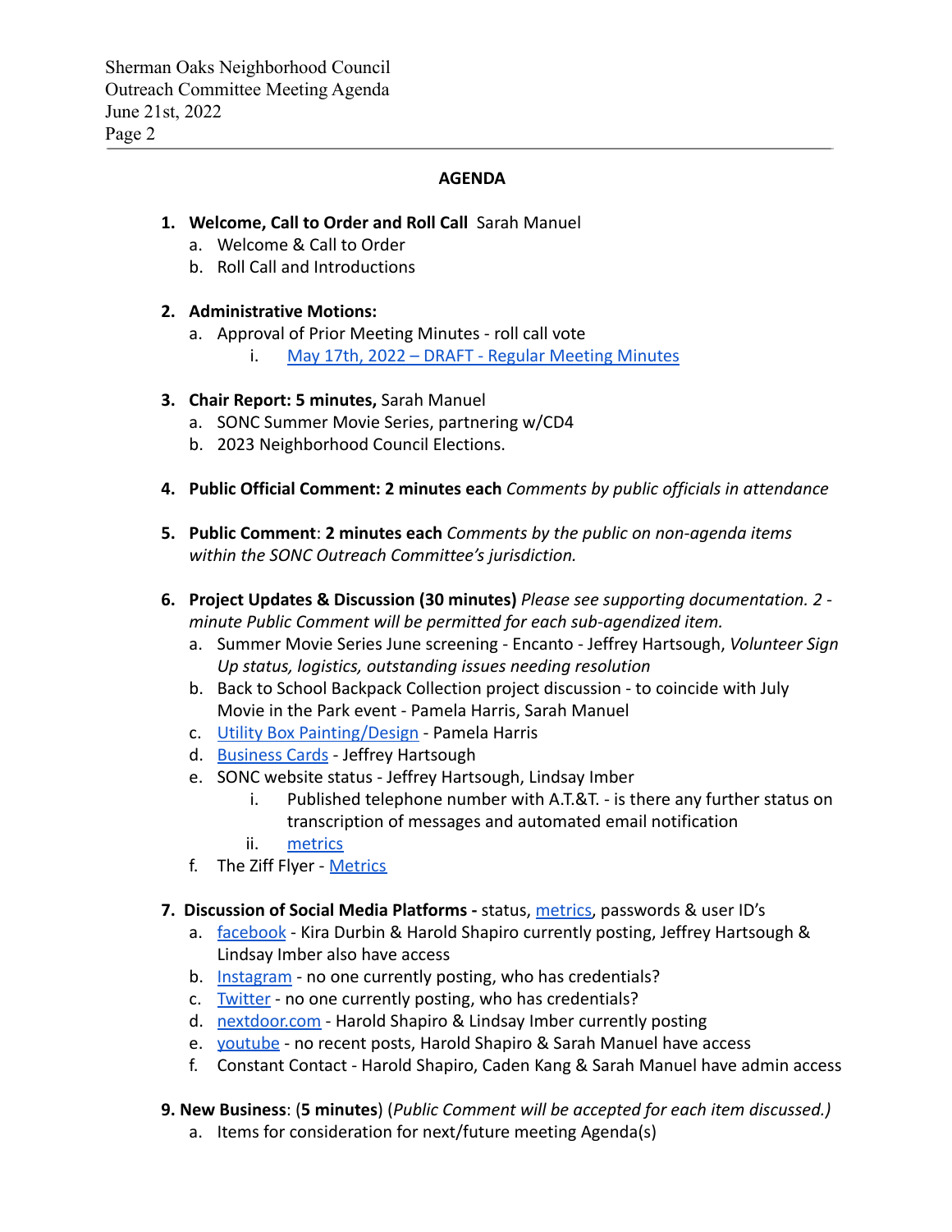## AGENDA

1. **Welcome, Call to Order and Roll Call** Sarah Manuel
   a. Welcome & Call to Order
   b. Roll Call and Introductions

2. **Administrative Motions:**
   a. Approval of Prior Meeting Minutes - roll call vote
      i. May 17th, 2022 – DRAFT - Regular Meeting Minutes

3. **Chair Report: 5 minutes,** Sarah Manuel
   a. SONC Summer Movie Series, partnering w/CD4
   b. 2023 Neighborhood Council Elections.

4. **Public Official Comment: 2 minutes each** *Comments by public officials in attendance*

5. **Public Comment**: **2 minutes each** *Comments by the public on non-agenda items within the SONC Outreach Committee's jurisdiction.*

6. **Project Updates & Discussion (30 minutes)** *Please see supporting documentation. 2 - minute Public Comment will be permitted for each sub-agendized item.*
   a. Summer Movie Series June screening - Encanto - Jeffrey Hartsough, *Volunteer Sign Up status, logistics, outstanding issues needing resolution*
   b. Back to School Backpack Collection project discussion - to coincide with July Movie in the Park event - Pamela Harris, Sarah Manuel
   c. Utility Box Painting/Design - Pamela Harris
   d. Business Cards - Jeffrey Hartsough
   e. SONC website status - Jeffrey Hartsough, Lindsay Imber
      i. Published telephone number with A.T.&T. - is there any further status on transcription of messages and automated email notification
      ii. metrics
   f. The Ziff Flyer - Metrics

7. **Discussion of Social Media Platforms -** status, metrics, passwords & user ID's
   a. facebook - Kira Durbin & Harold Shapiro currently posting, Jeffrey Hartsough & Lindsay Imber also have access
   b. Instagram - no one currently posting, who has credentials?
   c. Twitter - no one currently posting, who has credentials?
   d. nextdoor.com - Harold Shapiro & Lindsay Imber currently posting
   e. youtube - no recent posts, Harold Shapiro & Sarah Manuel have access
   f. Constant Contact - Harold Shapiro, Caden Kang & Sarah Manuel have admin access

9. **New Business**: (**5 minutes**) (*Public Comment will be accepted for each item discussed.)*
   a. Items for consideration for next/future meeting Agenda(s)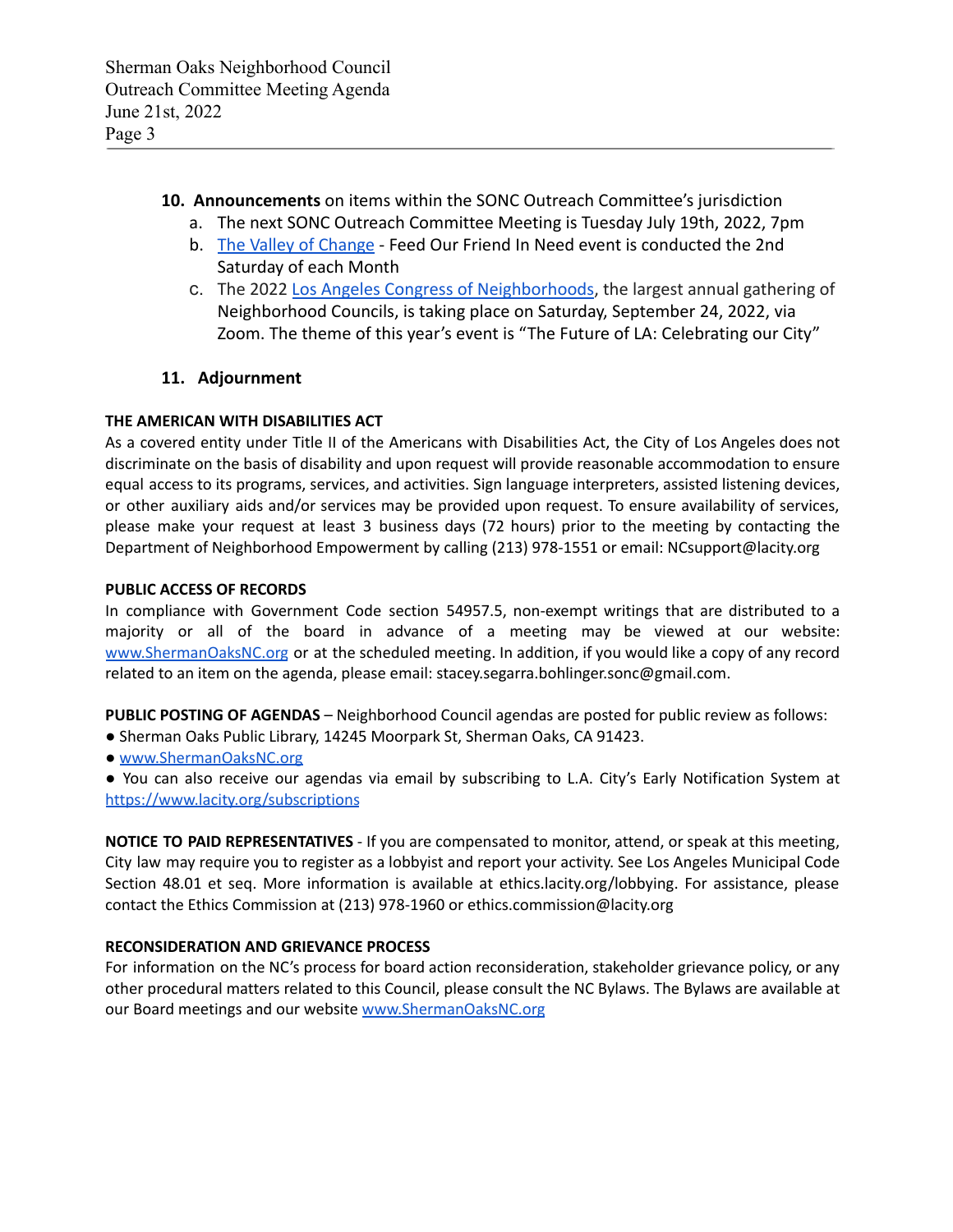10. **Announcements** on items within the SONC Outreach Committee's jurisdiction
    a. The next SONC Outreach Committee Meeting is Tuesday July 19th, 2022, 7pm
    b. The Valley of Change - Feed Our Friend In Need event is conducted the 2nd Saturday of each Month
    c. The 2022 Los Angeles Congress of Neighborhoods, the largest annual gathering of Neighborhood Councils, is taking place on Saturday, September 24, 2022, via Zoom. The theme of this year's event is "The Future of LA: Celebrating our City"

11. **Adjournment**

**THE AMERICAN WITH DISABILITIES ACT**

As a covered entity under Title II of the Americans with Disabilities Act, the City of Los Angeles does not discriminate on the basis of disability and upon request will provide reasonable accommodation to ensure equal access to its programs, services, and activities. Sign language interpreters, assisted listening devices, or other auxiliary aids and/or services may be provided upon request. To ensure availability of services, please make your request at least 3 business days (72 hours) prior to the meeting by contacting the Department of Neighborhood Empowerment by calling (213) 978-1551 or email: NCsupport@lacity.org

**PUBLIC ACCESS OF RECORDS**

In compliance with Government Code section 54957.5, non-exempt writings that are distributed to a majority or all of the board in advance of a meeting may be viewed at our website: www.ShermanOaksNC.org or at the scheduled meeting. In addition, if you would like a copy of any record related to an item on the agenda, please email: stacey.segarra.bohlinger.sonc@gmail.com.

**PUBLIC POSTING OF AGENDAS** – Neighborhood Council agendas are posted for public review as follows:

- Sherman Oaks Public Library, 14245 Moorpark St, Sherman Oaks, CA 91423.
- www.ShermanOaksNC.org
- You can also receive our agendas via email by subscribing to L.A. City's Early Notification System at https://www.lacity.org/subscriptions

**NOTICE TO PAID REPRESENTATIVES** - If you are compensated to monitor, attend, or speak at this meeting, City law may require you to register as a lobbyist and report your activity. See Los Angeles Municipal Code Section 48.01 et seq. More information is available at ethics.lacity.org/lobbying. For assistance, please contact the Ethics Commission at (213) 978-1960 or ethics.commission@lacity.org

**RECONSIDERATION AND GRIEVANCE PROCESS**

For information on the NC's process for board action reconsideration, stakeholder grievance policy, or any other procedural matters related to this Council, please consult the NC Bylaws. The Bylaws are available at our Board meetings and our website www.ShermanOaksNC.org